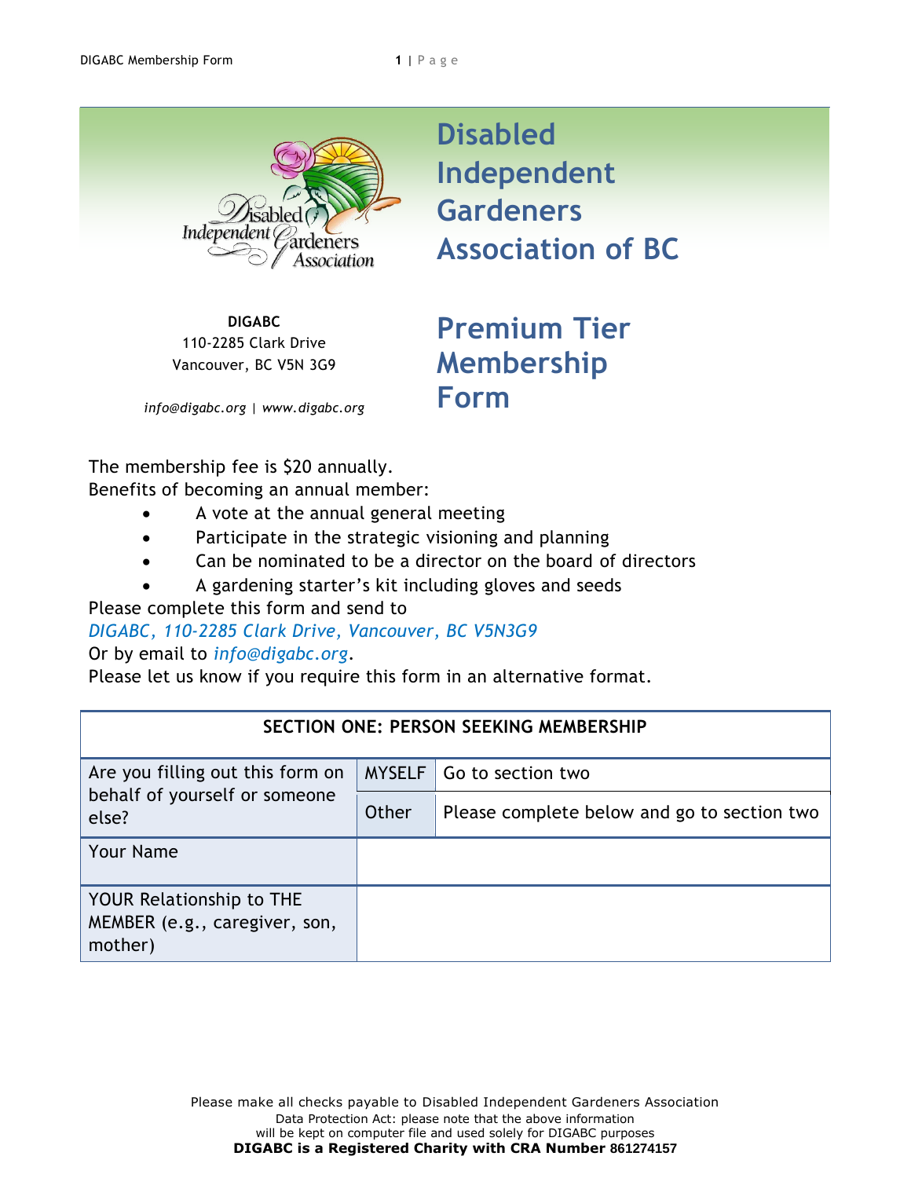# Disabled Independent Gardeners Association of BC

**DIGABC**
110-2285 Clark Drive
Vancouver, BC V5N 3G9

*info@digabc.org | www.digabc.org*

## Premium Tier Membership Form

The membership fee is $20 annually.
Benefits of becoming an annual member:

- A vote at the annual general meeting
- Participate in the strategic visioning and planning
- Can be nominated to be a director on the board of directors
- A gardening starter's kit including gloves and seeds

Please complete this form and send to
*DIGABC, 110-2285 Clark Drive, Vancouver, BC V5N3G9*
Or by email to *info@digabc.org*.
Please let us know if you require this form in an alternative format.

| SECTION ONE: PERSON SEEKING MEMBERSHIP | | |
|---|---|---|
| Are you filling out this form on behalf of yourself or someone else? | MYSELF | Go to section two |
| | Other | Please complete below and go to section two |
| Your Name | | |
| YOUR Relationship to THE MEMBER (e.g., caregiver, son, mother) | | |

Please make all checks payable to Disabled Independent Gardeners Association
Data Protection Act: please note that the above information will be kept on computer file and used solely for DIGABC purposes
**DIGABC is a Registered Charity with CRA Number** 861274157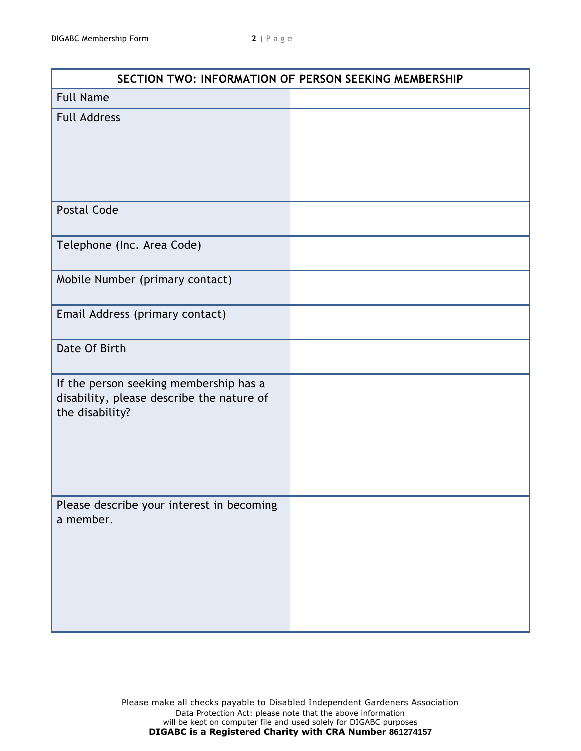| SECTION TWO: INFORMATION OF PERSON SEEKING MEMBERSHIP | |
|---|---|
| Full Name | |
| Full Address | |
| Postal Code | |
| Telephone (Inc. Area Code) | |
| Mobile Number (primary contact) | |
| Email Address (primary contact) | |
| Date Of Birth | |
| If the person seeking membership has a disability, please describe the nature of the disability? | |
| Please describe your interest in becoming a member. | |

Please make all checks payable to Disabled Independent Gardeners Association
Data Protection Act: please note that the above information will be kept on computer file and used solely for DIGABC purposes
**DIGABC is a Registered Charity with CRA Number 861274157**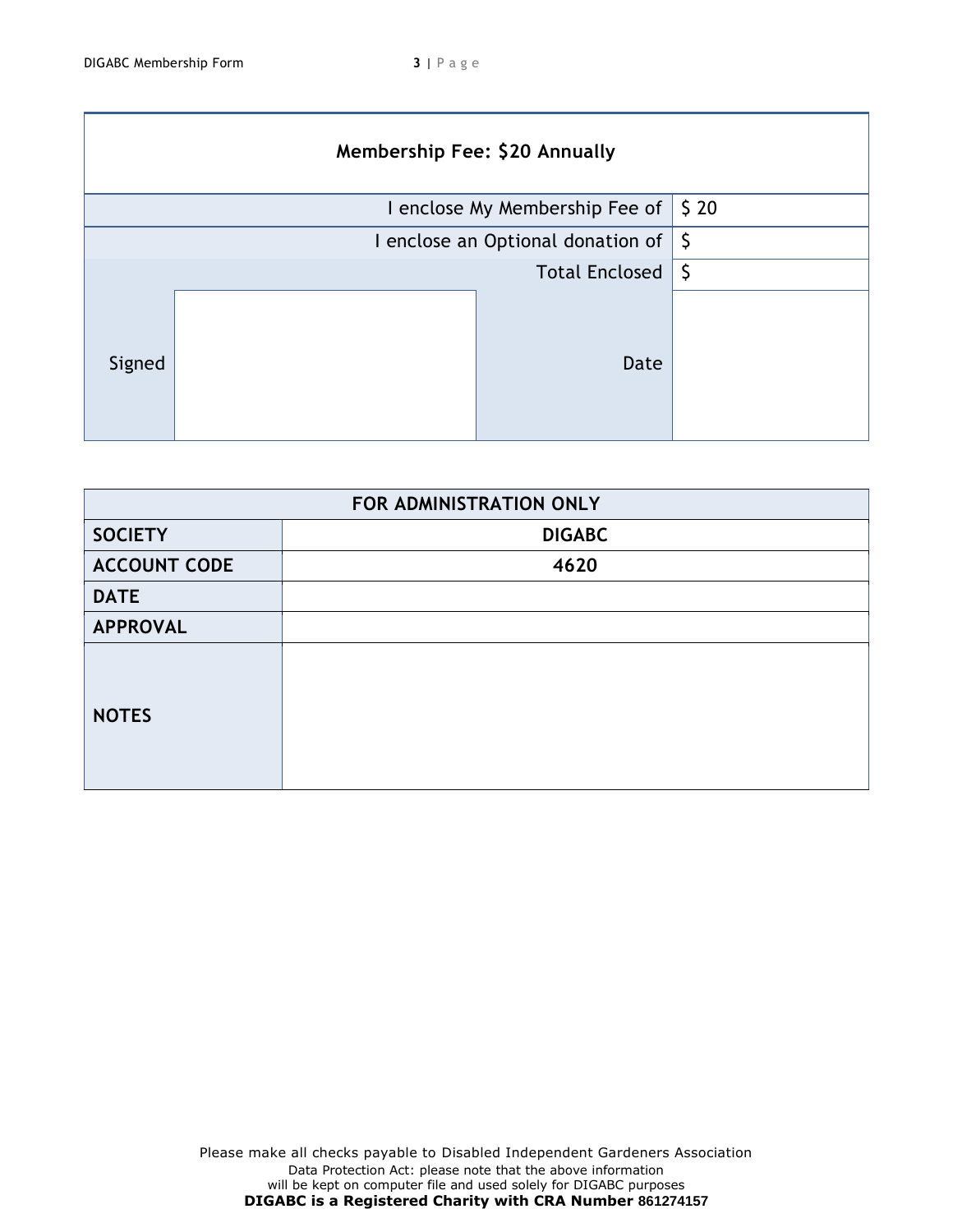| Membership Fee: $20 Annually | | | |
|---|---|---|---|
| | | I enclose My Membership Fee of | $ 20 |
| | | I enclose an Optional donation of | $ |
| | | Total Enclosed | $ |
| Signed | | Date | |

| FOR ADMINISTRATION ONLY | |
|---|---|
| **SOCIETY** | **DIGABC** |
| **ACCOUNT CODE** | **4620** |
| **DATE** | |
| **APPROVAL** | |
| **NOTES** | |

Please make all checks payable to Disabled Independent Gardeners Association
Data Protection Act: please note that the above information will be kept on computer file and used solely for DIGABC purposes
**DIGABC is a Registered Charity with CRA Number 861274157**